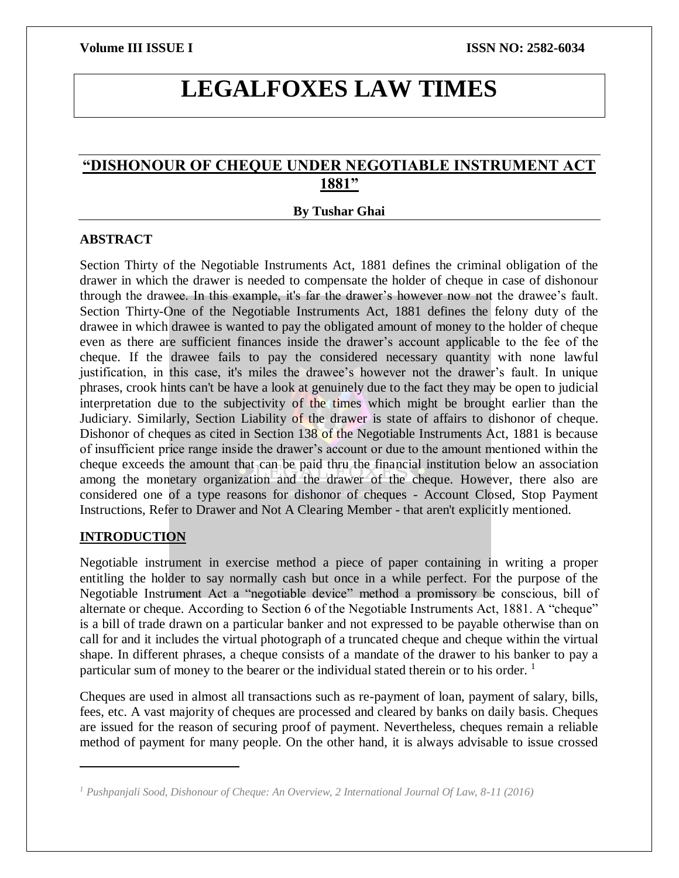# LEGALFOXES LAW TIMES

## "DISHONOUR OF CHEQUE UNDER NEGOTIABLE INSTRUMENT ACT 1881"

**By Tushar Ghai**

### ABSTRACT

Section Thirty of the Negotiable Instruments Act, 1881 defines the criminal obligation of the drawer in which the drawer is needed to compensate the holder of cheque in case of dishonour through the drawee. In this example, it's far the drawer's however now not the drawee's fault. Section Thirty-One of the Negotiable Instruments Act, 1881 defines the felony duty of the drawee in which drawee is wanted to pay the obligated amount of money to the holder of cheque even as there are sufficient finances inside the drawer's account applicable to the fee of the cheque. If the drawee fails to pay the considered necessary quantity with none lawful justification, in this case, it's miles the drawee's however not the drawer's fault. In unique phrases, crook hints can't be have a look at genuinely due to the fact they may be open to judicial interpretation due to the subjectivity of the times which might be brought earlier than the Judiciary. Similarly, Section Liability of the drawer is state of affairs to dishonor of cheque. Dishonor of cheques as cited in Section 138 of the Negotiable Instruments Act, 1881 is because of insufficient price range inside the drawer's account or due to the amount mentioned within the cheque exceeds the amount that can be paid thru the financial institution below an association among the monetary organization and the drawer of the cheque. However, there also are considered one of a type reasons for dishonor of cheques - Account Closed, Stop Payment Instructions, Refer to Drawer and Not A Clearing Member - that aren't explicitly mentioned.

### INTRODUCTION

Negotiable instrument in exercise method a piece of paper containing in writing a proper entitling the holder to say normally cash but once in a while perfect. For the purpose of the Negotiable Instrument Act a "negotiable device" method a promissory be conscious, bill of alternate or cheque. According to Section 6 of the Negotiable Instruments Act, 1881. A "cheque" is a bill of trade drawn on a particular banker and not expressed to be payable otherwise than on call for and it includes the virtual photograph of a truncated cheque and cheque within the virtual shape. In different phrases, a cheque consists of a mandate of the drawer to his banker to pay a particular sum of money to the bearer or the individual stated therein or to his order. [1]

Cheques are used in almost all transactions such as re-payment of loan, payment of salary, bills, fees, etc. A vast majority of cheques are processed and cleared by banks on daily basis. Cheques are issued for the reason of securing proof of payment. Nevertheless, cheques remain a reliable method of payment for many people. On the other hand, it is always advisable to issue crossed

---

[1] *Pushpanjali Sood, Dishonour of Cheque: An Overview, 2 International Journal Of Law, 8-11 (2016)*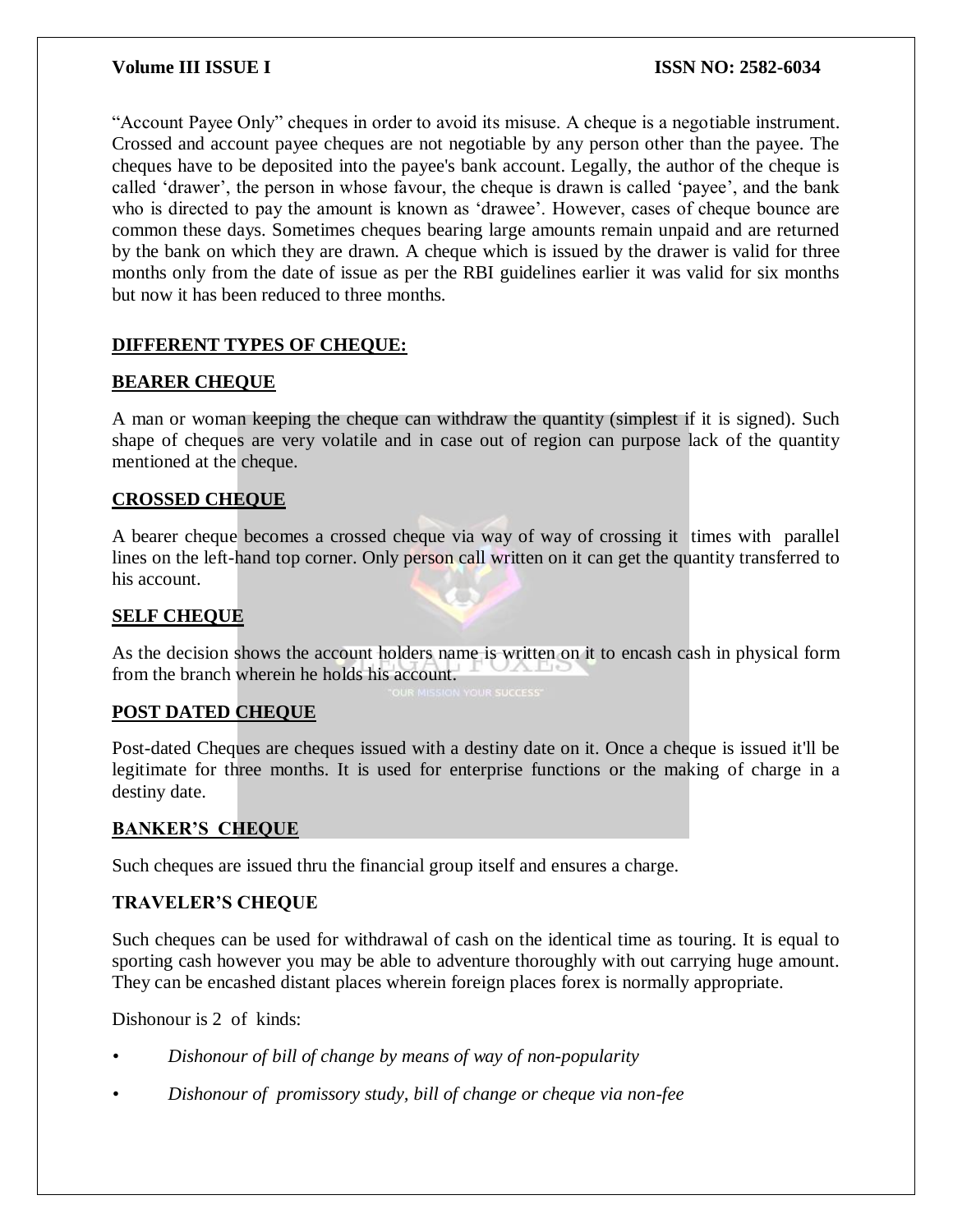"Account Payee Only" cheques in order to avoid its misuse. A cheque is a negotiable instrument. Crossed and account payee cheques are not negotiable by any person other than the payee. The cheques have to be deposited into the payee's bank account. Legally, the author of the cheque is called 'drawer', the person in whose favour, the cheque is drawn is called 'payee', and the bank who is directed to pay the amount is known as 'drawee'. However, cases of cheque bounce are common these days. Sometimes cheques bearing large amounts remain unpaid and are returned by the bank on which they are drawn. A cheque which is issued by the drawer is valid for three months only from the date of issue as per the RBI guidelines earlier it was valid for six months but now it has been reduced to three months.

## DIFFERENT TYPES OF CHEQUE:

### BEARER CHEQUE

A man or woman keeping the cheque can withdraw the quantity (simplest if it is signed). Such shape of cheques are very volatile and in case out of region can purpose lack of the quantity mentioned at the cheque.

### CROSSED CHEQUE

A bearer cheque becomes a crossed cheque via way of way of crossing it times with parallel lines on the left-hand top corner. Only person call written on it can get the quantity transferred to his account.

### SELF CHEQUE

As the decision shows the account holders name is written on it to encash cash in physical form from the branch wherein he holds his account.

### POST DATED CHEQUE

Post-dated Cheques are cheques issued with a destiny date on it. Once a cheque is issued it'll be legitimate for three months. It is used for enterprise functions or the making of charge in a destiny date.

### BANKER'S CHEQUE

Such cheques are issued thru the financial group itself and ensures a charge.

### TRAVELER'S CHEQUE

Such cheques can be used for withdrawal of cash on the identical time as touring. It is equal to sporting cash however you may be able to adventure thoroughly with out carrying huge amount. They can be encashed distant places wherein foreign places forex is normally appropriate.

Dishonour is 2 of kinds:

- *Dishonour of bill of change by means of way of non-popularity*
- *Dishonour of promissory study, bill of change or cheque via non-fee*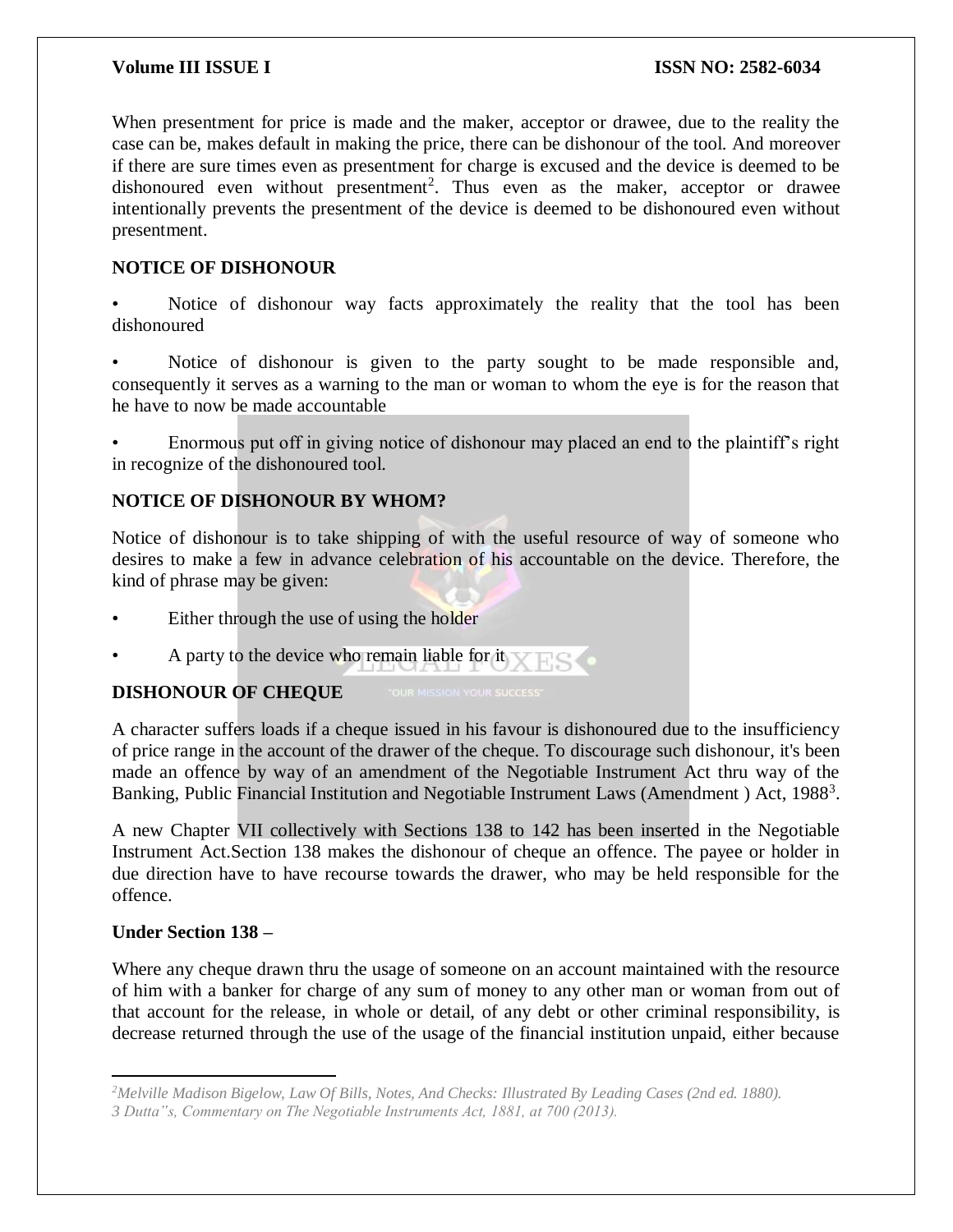When presentment for price is made and the maker, acceptor or drawee, due to the reality the case can be, makes default in making the price, there can be dishonour of the tool. And moreover if there are sure times even as presentment for charge is excused and the device is deemed to be dishonoured even without presentment[2]. Thus even as the maker, acceptor or drawee intentionally prevents the presentment of the device is deemed to be dishonoured even without presentment.

## NOTICE OF DISHONOUR

- Notice of dishonour way facts approximately the reality that the tool has been dishonoured
- Notice of dishonour is given to the party sought to be made responsible and, consequently it serves as a warning to the man or woman to whom the eye is for the reason that he have to now be made accountable
- Enormous put off in giving notice of dishonour may placed an end to the plaintiff's right in recognize of the dishonoured tool.

## NOTICE OF DISHONOUR BY WHOM?

Notice of dishonour is to take shipping of with the useful resource of way of someone who desires to make a few in advance celebration of his accountable on the device. Therefore, the kind of phrase may be given:

- Either through the use of using the holder
- A party to the device who remain liable for it

## DISHONOUR OF CHEQUE

A character suffers loads if a cheque issued in his favour is dishonoured due to the insufficiency of price range in the account of the drawer of the cheque. To discourage such dishonour, it's been made an offence by way of an amendment of the Negotiable Instrument Act thru way of the Banking, Public Financial Institution and Negotiable Instrument Laws (Amendment ) Act, 1988[3].

A new Chapter VII collectively with Sections 138 to 142 has been inserted in the Negotiable Instrument Act.Section 138 makes the dishonour of cheque an offence. The payee or holder in due direction have to have recourse towards the drawer, who may be held responsible for the offence.

**Under Section 138 –**

Where any cheque drawn thru the usage of someone on an account maintained with the resource of him with a banker for charge of any sum of money to any other man or woman from out of that account for the release, in whole or detail, of any debt or other criminal responsibility, is decrease returned through the use of the usage of the financial institution unpaid, either because

---

*[2] Melville Madison Bigelow, Law Of Bills, Notes, And Checks: Illustrated By Leading Cases (2nd ed. 1880).*

*[3] Dutta''s, Commentary on The Negotiable Instruments Act, 1881, at 700 (2013).*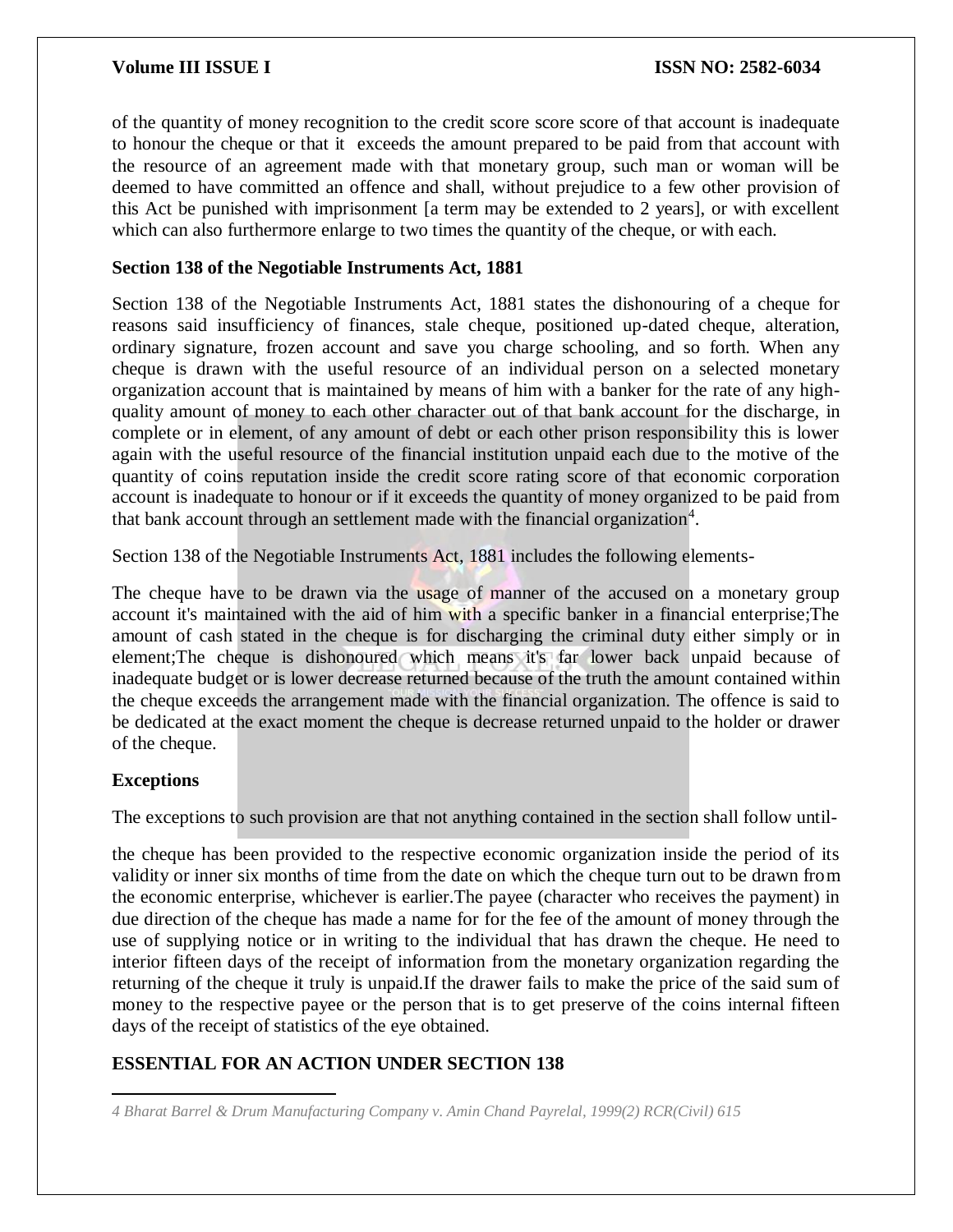of the quantity of money recognition to the credit score score score of that account is inadequate to honour the cheque or that it exceeds the amount prepared to be paid from that account with the resource of an agreement made with that monetary group, such man or woman will be deemed to have committed an offence and shall, without prejudice to a few other provision of this Act be punished with imprisonment [a term may be extended to 2 years], or with excellent which can also furthermore enlarge to two times the quantity of the cheque, or with each.

**Section 138 of the Negotiable Instruments Act, 1881**

Section 138 of the Negotiable Instruments Act, 1881 states the dishonouring of a cheque for reasons said insufficiency of finances, stale cheque, positioned up-dated cheque, alteration, ordinary signature, frozen account and save you charge schooling, and so forth. When any cheque is drawn with the useful resource of an individual person on a selected monetary organization account that is maintained by means of him with a banker for the rate of any high-quality amount of money to each other character out of that bank account for the discharge, in complete or in element, of any amount of debt or each other prison responsibility this is lower again with the useful resource of the financial institution unpaid each due to the motive of the quantity of coins reputation inside the credit score rating score of that economic corporation account is inadequate to honour or if it exceeds the quantity of money organized to be paid from that bank account through an settlement made with the financial organization[4].

Section 138 of the Negotiable Instruments Act, 1881 includes the following elements-

The cheque have to be drawn via the usage of manner of the accused on a monetary group account it's maintained with the aid of him with a specific banker in a financial enterprise;The amount of cash stated in the cheque is for discharging the criminal duty either simply or in element;The cheque is dishonoured which means it's far lower back unpaid because of inadequate budget or is lower decrease returned because of the truth the amount contained within the cheque exceeds the arrangement made with the financial organization. The offence is said to be dedicated at the exact moment the cheque is decrease returned unpaid to the holder or drawer of the cheque.

**Exceptions**

The exceptions to such provision are that not anything contained in the section shall follow until-

the cheque has been provided to the respective economic organization inside the period of its validity or inner six months of time from the date on which the cheque turn out to be drawn from the economic enterprise, whichever is earlier.The payee (character who receives the payment) in due direction of the cheque has made a name for for the fee of the amount of money through the use of supplying notice or in writing to the individual that has drawn the cheque. He need to interior fifteen days of the receipt of information from the monetary organization regarding the returning of the cheque it truly is unpaid.If the drawer fails to make the price of the said sum of money to the respective payee or the person that is to get preserve of the coins internal fifteen days of the receipt of statistics of the eye obtained.

**ESSENTIAL FOR AN ACTION UNDER SECTION 138**

---

*4 Bharat Barrel & Drum Manufacturing Company v. Amin Chand Payrelal, 1999(2) RCR(Civil) 615*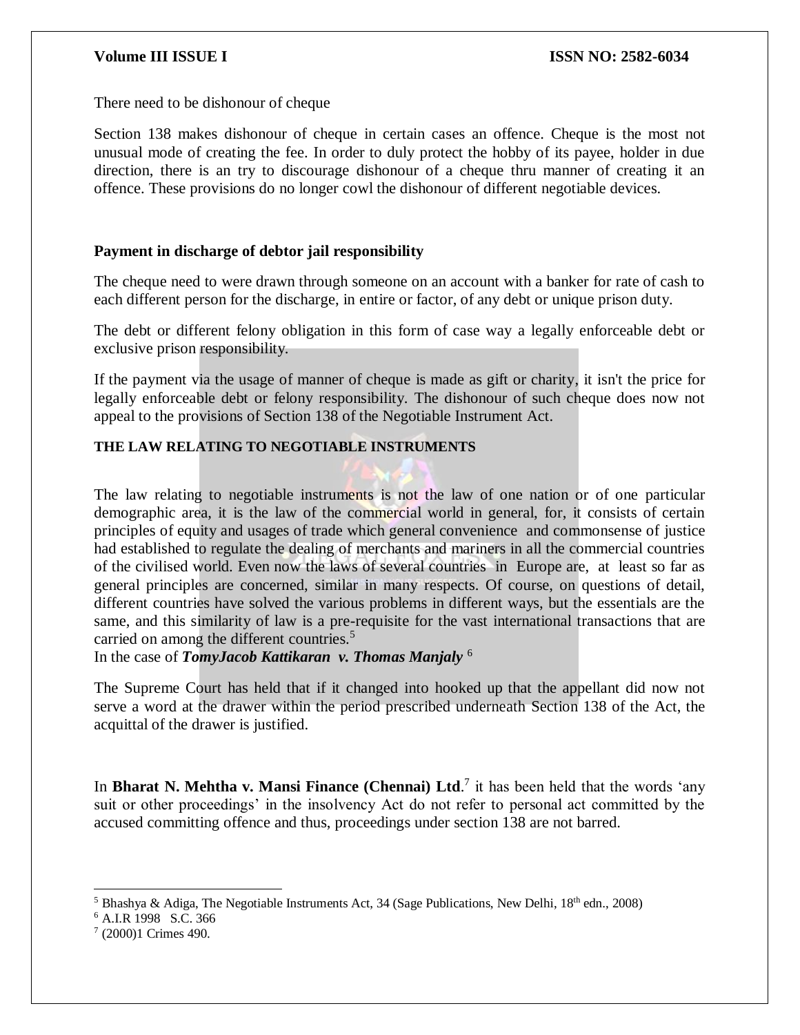There need to be dishonour of cheque

Section 138 makes dishonour of cheque in certain cases an offence. Cheque is the most not unusual mode of creating the fee. In order to duly protect the hobby of its payee, holder in due direction, there is an try to discourage dishonour of a cheque thru manner of creating it an offence. These provisions do no longer cowl the dishonour of different negotiable devices.

**Payment in discharge of debtor jail responsibility**

The cheque need to were drawn through someone on an account with a banker for rate of cash to each different person for the discharge, in entire or factor, of any debt or unique prison duty.

The debt or different felony obligation in this form of case way a legally enforceable debt or exclusive prison responsibility.

If the payment via the usage of manner of cheque is made as gift or charity, it isn't the price for legally enforceable debt or felony responsibility. The dishonour of such cheque does now not appeal to the provisions of Section 138 of the Negotiable Instrument Act.

**THE LAW RELATING TO NEGOTIABLE INSTRUMENTS**

The law relating to negotiable instruments is not the law of one nation or of one particular demographic area, it is the law of the commercial world in general, for, it consists of certain principles of equity and usages of trade which general convenience and commonsense of justice had established to regulate the dealing of merchants and mariners in all the commercial countries of the civilised world. Even now the laws of several countries in Europe are, at least so far as general principles are concerned, similar in many respects. Of course, on questions of detail, different countries have solved the various problems in different ways, but the essentials are the same, and this similarity of law is a pre-requisite for the vast international transactions that are carried on among the different countries.[5]

In the case of ***TomyJacob Kattikaran v. Thomas Manjaly*** [6]

The Supreme Court has held that if it changed into hooked up that the appellant did now not serve a word at the drawer within the period prescribed underneath Section 138 of the Act, the acquittal of the drawer is justified.

In **Bharat N. Mehtha v. Mansi Finance (Chennai) Ltd**.[7] it has been held that the words 'any suit or other proceedings' in the insolvency Act do not refer to personal act committed by the accused committing offence and thus, proceedings under section 138 are not barred.

---

[5] Bhashya & Adiga, The Negotiable Instruments Act, 34 (Sage Publications, New Delhi, 18th edn., 2008)

[6] A.I.R 1998 S.C. 366

[7] (2000)1 Crimes 490.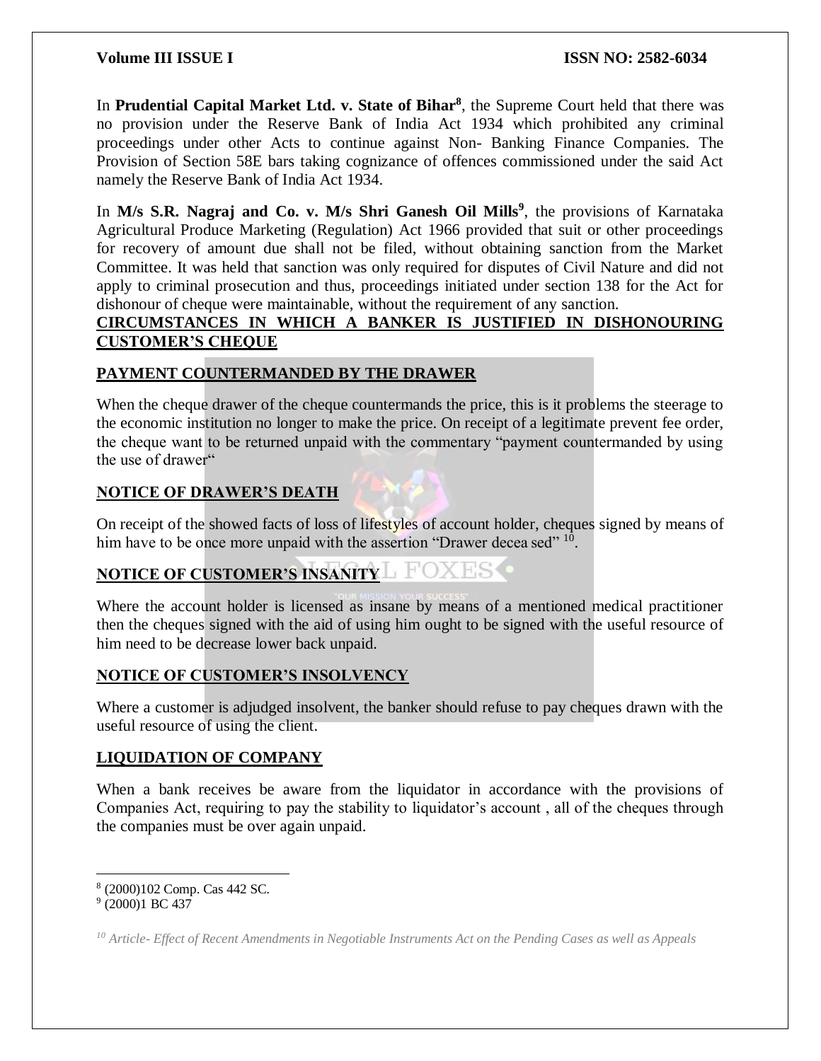In **Prudential Capital Market Ltd. v. State of Bihar**[8], the Supreme Court held that there was no provision under the Reserve Bank of India Act 1934 which prohibited any criminal proceedings under other Acts to continue against Non- Banking Finance Companies. The Provision of Section 58E bars taking cognizance of offences commissioned under the said Act namely the Reserve Bank of India Act 1934.

In **M/s S.R. Nagraj and Co. v. M/s Shri Ganesh Oil Mills**[9], the provisions of Karnataka Agricultural Produce Marketing (Regulation) Act 1966 provided that suit or other proceedings for recovery of amount due shall not be filed, without obtaining sanction from the Market Committee. It was held that sanction was only required for disputes of Civil Nature and did not apply to criminal prosecution and thus, proceedings initiated under section 138 for the Act for dishonour of cheque were maintainable, without the requirement of any sanction.

## CIRCUMSTANCES IN WHICH A BANKER IS JUSTIFIED IN DISHONOURING CUSTOMER'S CHEQUE

### PAYMENT COUNTERMANDED BY THE DRAWER

When the cheque drawer of the cheque countermands the price, this is it problems the steerage to the economic institution no longer to make the price. On receipt of a legitimate prevent fee order, the cheque want to be returned unpaid with the commentary "payment countermanded by using the use of drawer"

### NOTICE OF DRAWER'S DEATH

On receipt of the showed facts of loss of lifestyles of account holder, cheques signed by means of him have to be once more unpaid with the assertion "Drawer decea sed" [10].

### NOTICE OF CUSTOMER'S INSANITY

Where the account holder is licensed as insane by means of a mentioned medical practitioner then the cheques signed with the aid of using him ought to be signed with the useful resource of him need to be decrease lower back unpaid.

### NOTICE OF CUSTOMER'S INSOLVENCY

Where a customer is adjudged insolvent, the banker should refuse to pay cheques drawn with the useful resource of using the client.

### LIQUIDATION OF COMPANY

When a bank receives be aware from the liquidator in accordance with the provisions of Companies Act, requiring to pay the stability to liquidator's account , all of the cheques through the companies must be over again unpaid.

---

[8] (2000)102 Comp. Cas 442 SC.

[9] (2000)1 BC 437

[10] *Article- Effect of Recent Amendments in Negotiable Instruments Act on the Pending Cases as well as Appeals*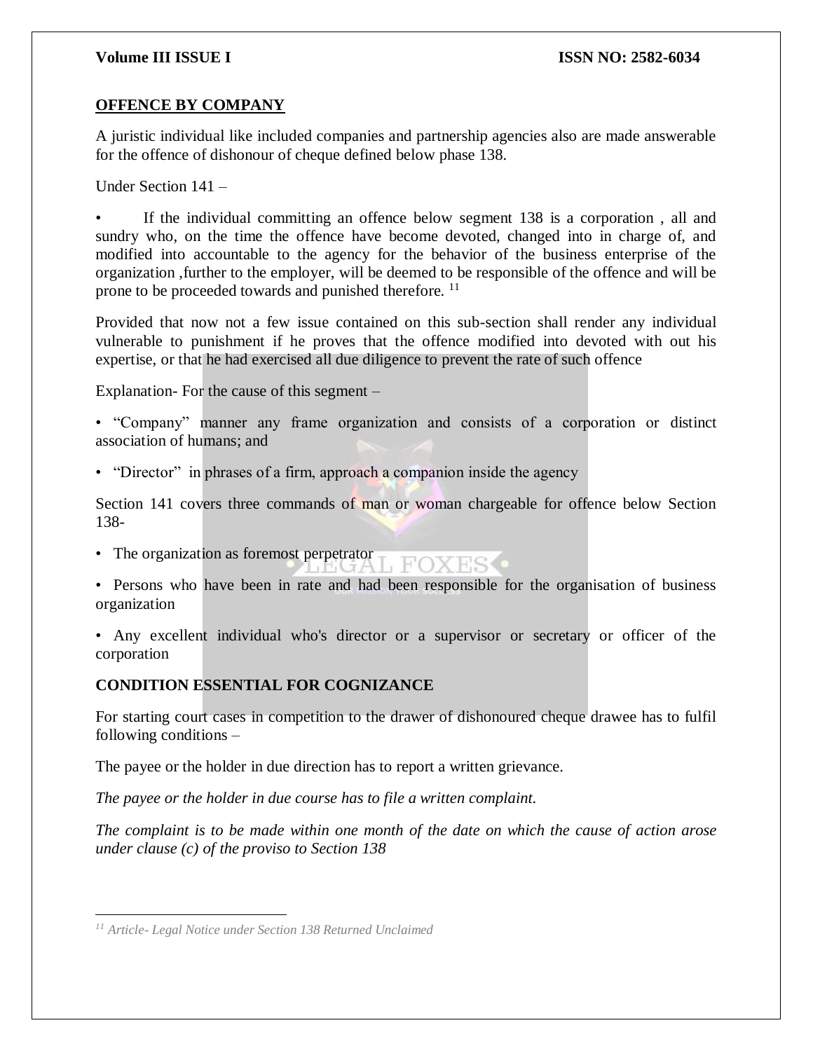## OFFENCE BY COMPANY

A juristic individual like included companies and partnership agencies also are made answerable for the offence of dishonour of cheque defined below phase 138.

Under Section 141 –

- If the individual committing an offence below segment 138 is a corporation , all and sundry who, on the time the offence have become devoted, changed into in charge of, and modified into accountable to the agency for the behavior of the business enterprise of the organization ,further to the employer, will be deemed to be responsible of the offence and will be prone to be proceeded towards and punished therefore. [11]

Provided that now not a few issue contained on this sub-section shall render any individual vulnerable to punishment if he proves that the offence modified into devoted with out his expertise, or that he had exercised all due diligence to prevent the rate of such offence

Explanation- For the cause of this segment –

- "Company" manner any frame organization and consists of a corporation or distinct association of humans; and
- "Director" in phrases of a firm, approach a companion inside the agency

Section 141 covers three commands of man or woman chargeable for offence below Section 138-

- The organization as foremost perpetrator
- Persons who have been in rate and had been responsible for the organisation of business organization
- Any excellent individual who's director or a supervisor or secretary or officer of the corporation

## CONDITION ESSENTIAL FOR COGNIZANCE

For starting court cases in competition to the drawer of dishonoured cheque drawee has to fulfil following conditions –

The payee or the holder in due direction has to report a written grievance.

*The payee or the holder in due course has to file a written complaint.*

*The complaint is to be made within one month of the date on which the cause of action arose under clause (c) of the proviso to Section 138*

---

[11] *Article- Legal Notice under Section 138 Returned Unclaimed*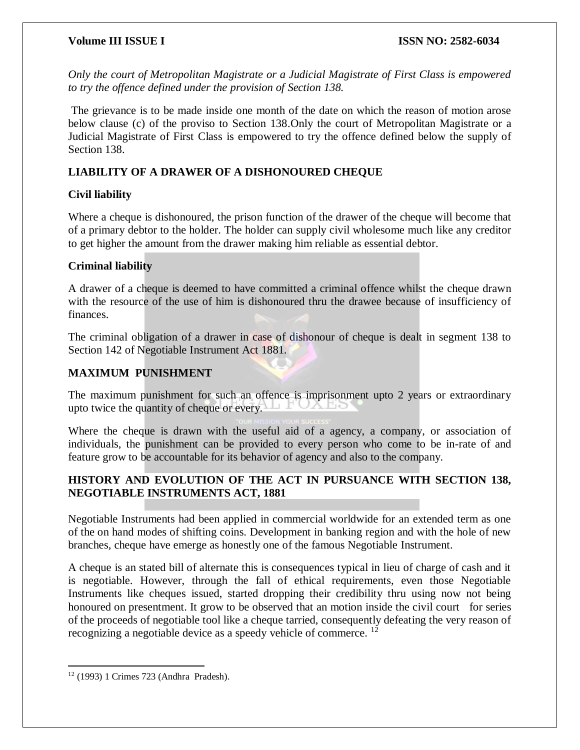*Only the court of Metropolitan Magistrate or a Judicial Magistrate of First Class is empowered to try the offence defined under the provision of Section 138.*

The grievance is to be made inside one month of the date on which the reason of motion arose below clause (c) of the proviso to Section 138.Only the court of Metropolitan Magistrate or a Judicial Magistrate of First Class is empowered to try the offence defined below the supply of Section 138.

## LIABILITY OF A DRAWER OF A DISHONOURED CHEQUE

### Civil liability

Where a cheque is dishonoured, the prison function of the drawer of the cheque will become that of a primary debtor to the holder. The holder can supply civil wholesome much like any creditor to get higher the amount from the drawer making him reliable as essential debtor.

### Criminal liability

A drawer of a cheque is deemed to have committed a criminal offence whilst the cheque drawn with the resource of the use of him is dishonoured thru the drawee because of insufficiency of finances.

The criminal obligation of a drawer in case of dishonour of cheque is dealt in segment 138 to Section 142 of Negotiable Instrument Act 1881.

## MAXIMUM PUNISHMENT

The maximum punishment for such an offence is imprisonment upto 2 years or extraordinary upto twice the quantity of cheque or every.

Where the cheque is drawn with the useful aid of a agency, a company, or association of individuals, the punishment can be provided to every person who come to be in-rate of and feature grow to be accountable for its behavior of agency and also to the company.

## HISTORY AND EVOLUTION OF THE ACT IN PURSUANCE WITH SECTION 138, NEGOTIABLE INSTRUMENTS ACT, 1881

Negotiable Instruments had been applied in commercial worldwide for an extended term as one of the on hand modes of shifting coins. Development in banking region and with the hole of new branches, cheque have emerge as honestly one of the famous Negotiable Instrument.

A cheque is an stated bill of alternate this is consequences typical in lieu of charge of cash and it is negotiable. However, through the fall of ethical requirements, even those Negotiable Instruments like cheques issued, started dropping their credibility thru using now not being honoured on presentment. It grow to be observed that an motion inside the civil court for series of the proceeds of negotiable tool like a cheque tarried, consequently defeating the very reason of recognizing a negotiable device as a speedy vehicle of commerce. [12]

---

[12] (1993) 1 Crimes 723 (Andhra Pradesh).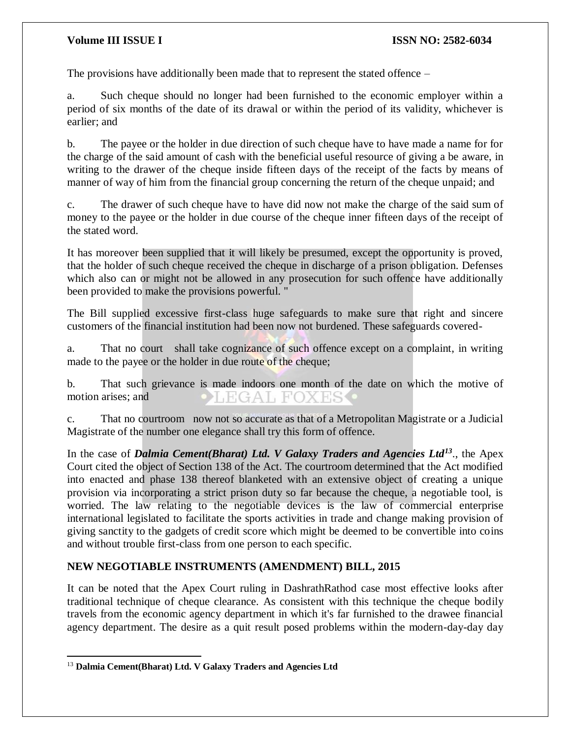The provisions have additionally been made that to represent the stated offence –

a. Such cheque should no longer had been furnished to the economic employer within a period of six months of the date of its drawal or within the period of its validity, whichever is earlier; and

b. The payee or the holder in due direction of such cheque have to have made a name for for the charge of the said amount of cash with the beneficial useful resource of giving a be aware, in writing to the drawer of the cheque inside fifteen days of the receipt of the facts by means of manner of way of him from the financial group concerning the return of the cheque unpaid; and

c. The drawer of such cheque have to have did now not make the charge of the said sum of money to the payee or the holder in due course of the cheque inner fifteen days of the receipt of the stated word.

It has moreover been supplied that it will likely be presumed, except the opportunity is proved, that the holder of such cheque received the cheque in discharge of a prison obligation. Defenses which also can or might not be allowed in any prosecution for such offence have additionally been provided to make the provisions powerful. "

The Bill supplied excessive first-class huge safeguards to make sure that right and sincere customers of the financial institution had been now not burdened. These safeguards covered-

a. That no court shall take cognizance of such offence except on a complaint, in writing made to the payee or the holder in due route of the cheque;

b. That such grievance is made indoors one month of the date on which the motive of motion arises; and

c. That no courtroom now not so accurate as that of a Metropolitan Magistrate or a Judicial Magistrate of the number one elegance shall try this form of offence.

In the case of ***Dalmia Cement(Bharat) Ltd. V Galaxy Traders and Agencies Ltd***[13]., the Apex Court cited the object of Section 138 of the Act. The courtroom determined that the Act modified into enacted and phase 138 thereof blanketed with an extensive object of creating a unique provision via incorporating a strict prison duty so far because the cheque, a negotiable tool, is worried. The law relating to the negotiable devices is the law of commercial enterprise international legislated to facilitate the sports activities in trade and change making provision of giving sanctity to the gadgets of credit score which might be deemed to be convertible into coins and without trouble first-class from one person to each specific.

## NEW NEGOTIABLE INSTRUMENTS (AMENDMENT) BILL, 2015

It can be noted that the Apex Court ruling in DashrathRathod case most effective looks after traditional technique of cheque clearance. As consistent with this technique the cheque bodily travels from the economic agency department in which it's far furnished to the drawee financial agency department. The desire as a quit result posed problems within the modern-day-day day

---

[13] **Dalmia Cement(Bharat) Ltd. V Galaxy Traders and Agencies Ltd**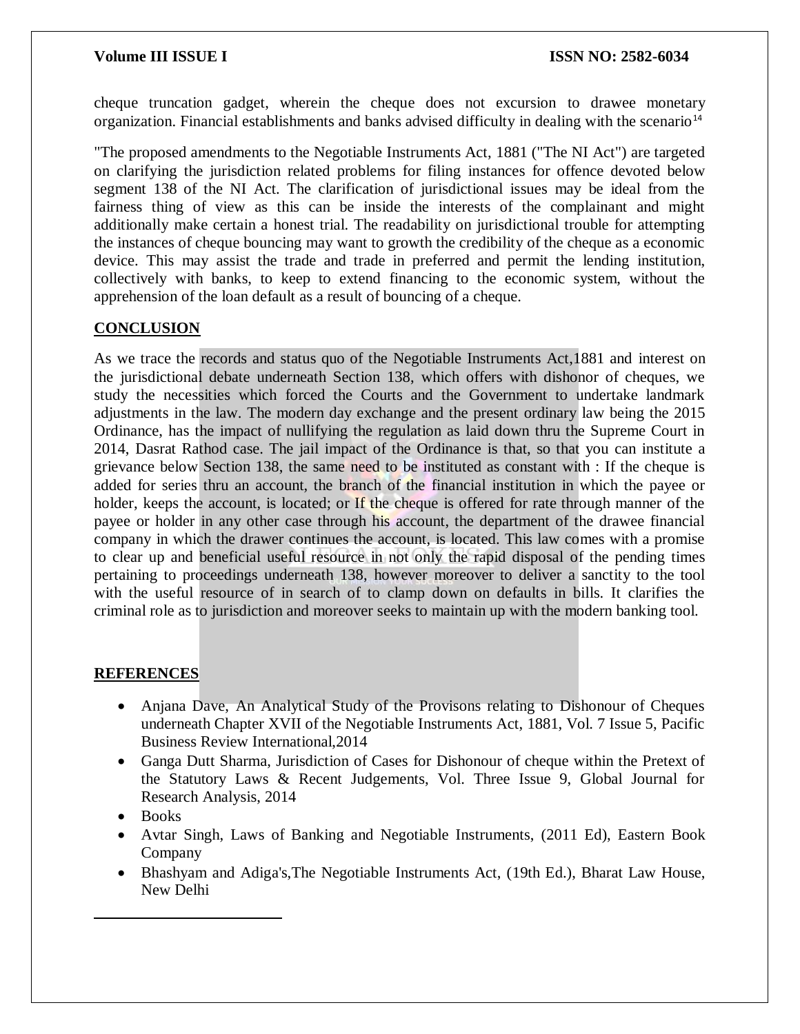cheque truncation gadget, wherein the cheque does not excursion to drawee monetary organization. Financial establishments and banks advised difficulty in dealing with the scenario[14]

"The proposed amendments to the Negotiable Instruments Act, 1881 ("The NI Act") are targeted on clarifying the jurisdiction related problems for filing instances for offence devoted below segment 138 of the NI Act. The clarification of jurisdictional issues may be ideal from the fairness thing of view as this can be inside the interests of the complainant and might additionally make certain a honest trial. The readability on jurisdictional trouble for attempting the instances of cheque bouncing may want to growth the credibility of the cheque as a economic device. This may assist the trade and trade in preferred and permit the lending institution, collectively with banks, to keep to extend financing to the economic system, without the apprehension of the loan default as a result of bouncing of a cheque.

## CONCLUSION

As we trace the records and status quo of the Negotiable Instruments Act,1881 and interest on the jurisdictional debate underneath Section 138, which offers with dishonor of cheques, we study the necessities which forced the Courts and the Government to undertake landmark adjustments in the law. The modern day exchange and the present ordinary law being the 2015 Ordinance, has the impact of nullifying the regulation as laid down thru the Supreme Court in 2014, Dasrat Rathod case. The jail impact of the Ordinance is that, so that you can institute a grievance below Section 138, the same need to be instituted as constant with : If the cheque is added for series thru an account, the branch of the financial institution in which the payee or holder, keeps the account, is located; or If the cheque is offered for rate through manner of the payee or holder in any other case through his account, the department of the drawee financial company in which the drawer continues the account, is located. This law comes with a promise to clear up and beneficial useful resource in not only the rapid disposal of the pending times pertaining to proceedings underneath 138, however moreover to deliver a sanctity to the tool with the useful resource of in search of to clamp down on defaults in bills. It clarifies the criminal role as to jurisdiction and moreover seeks to maintain up with the modern banking tool.

## REFERENCES

- Anjana Dave, An Analytical Study of the Provisons relating to Dishonour of Cheques underneath Chapter XVII of the Negotiable Instruments Act, 1881, Vol. 7 Issue 5, Pacific Business Review International,2014
- Ganga Dutt Sharma, Jurisdiction of Cases for Dishonour of cheque within the Pretext of the Statutory Laws & Recent Judgements, Vol. Three Issue 9, Global Journal for Research Analysis, 2014
- Books
- Avtar Singh, Laws of Banking and Negotiable Instruments, (2011 Ed), Eastern Book Company
- Bhashyam and Adiga's,The Negotiable Instruments Act, (19th Ed.), Bharat Law House, New Delhi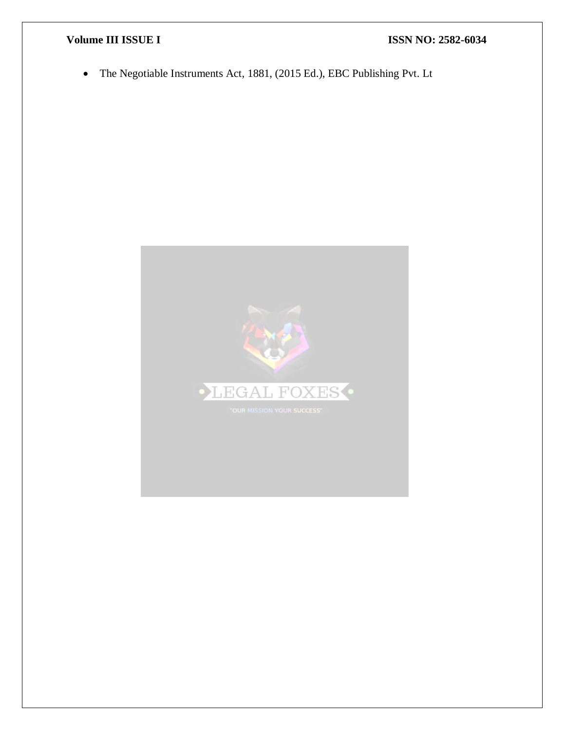- The Negotiable Instruments Act, 1881, (2015 Ed.), EBC Publishing Pvt. Lt